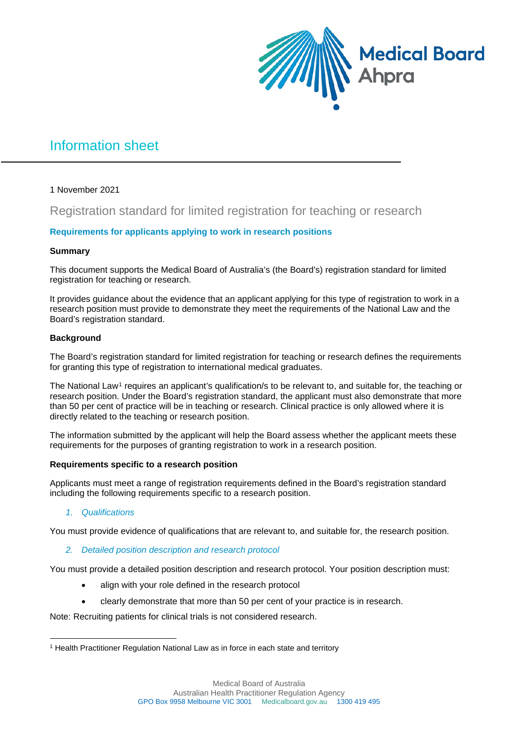# Information sheet

1 November 2021

## Registration standard for limited registration for teaching or research

### Requirements for applicants applying to work in research positions

**Summary**

This document supports the Medical Board of Australia's (the Board's) registration standard for limited registration for teaching or research.

It provides guidance about the evidence that an applicant applying for this type of registration to work in a research position must provide to demonstrate they meet the requirements of the National Law and the Board's registration standard.

**Background**

The Board's registration standard for limited registration for teaching or research defines the requirements for granting this type of registration to international medical graduates.

The National Law[1] requires an applicant's qualification/s to be relevant to, and suitable for, the teaching or research position. Under the Board's registration standard, the applicant must also demonstrate that more than 50 per cent of practice will be in teaching or research. Clinical practice is only allowed where it is directly related to the teaching or research position.

The information submitted by the applicant will help the Board assess whether the applicant meets these requirements for the purposes of granting registration to work in a research position.

**Requirements specific to a research position**

Applicants must meet a range of registration requirements defined in the Board's registration standard including the following requirements specific to a research position.

1. *Qualifications*

You must provide evidence of qualifications that are relevant to, and suitable for, the research position.

2. *Detailed position description and research protocol*

You must provide a detailed position description and research protocol. Your position description must:

- align with your role defined in the research protocol
- clearly demonstrate that more than 50 per cent of your practice is in research.

Note: Recruiting patients for clinical trials is not considered research.

[1] Health Practitioner Regulation National Law as in force in each state and territory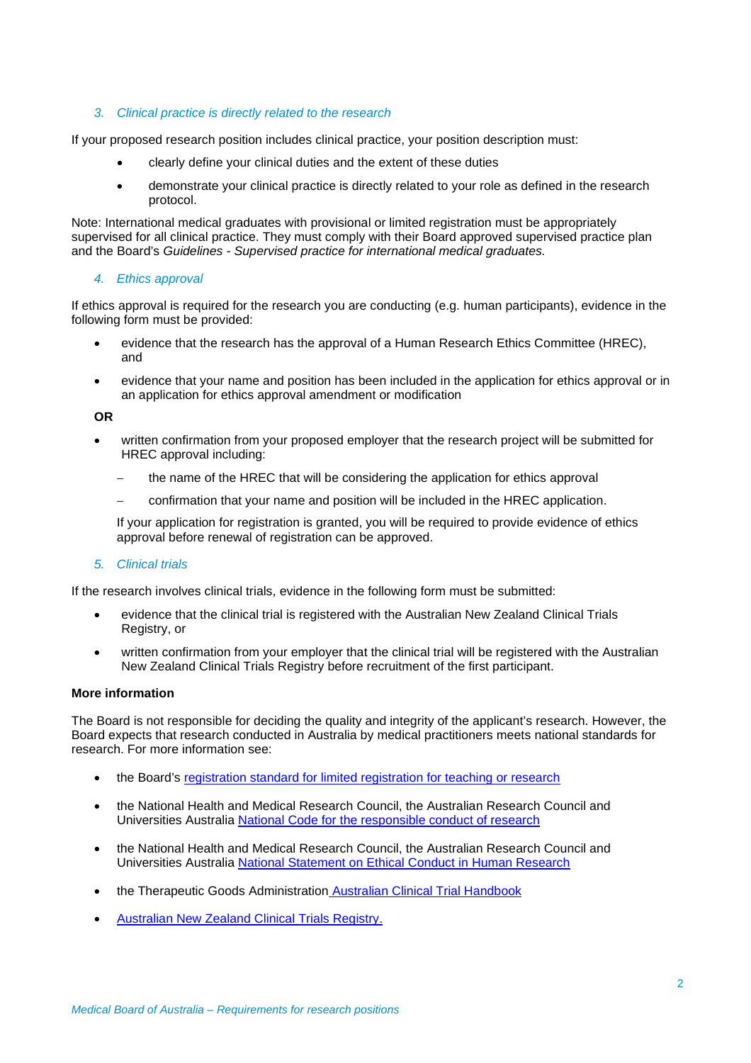### 3. *Clinical practice is directly related to the research*

If your proposed research position includes clinical practice, your position description must:

- clearly define your clinical duties and the extent of these duties
- demonstrate your clinical practice is directly related to your role as defined in the research protocol.

Note: International medical graduates with provisional or limited registration must be appropriately supervised for all clinical practice. They must comply with their Board approved supervised practice plan and the Board's *Guidelines - Supervised practice for international medical graduates.*

### 4. *Ethics approval*

If ethics approval is required for the research you are conducting (e.g. human participants), evidence in the following form must be provided:

- evidence that the research has the approval of a Human Research Ethics Committee (HREC), and
- evidence that your name and position has been included in the application for ethics approval or in an application for ethics approval amendment or modification

**OR**

- written confirmation from your proposed employer that the research project will be submitted for HREC approval including:
  - the name of the HREC that will be considering the application for ethics approval
  - confirmation that your name and position will be included in the HREC application.

  If your application for registration is granted, you will be required to provide evidence of ethics approval before renewal of registration can be approved.

### 5. *Clinical trials*

If the research involves clinical trials, evidence in the following form must be submitted:

- evidence that the clinical trial is registered with the Australian New Zealand Clinical Trials Registry, or
- written confirmation from your employer that the clinical trial will be registered with the Australian New Zealand Clinical Trials Registry before recruitment of the first participant.

**More information**

The Board is not responsible for deciding the quality and integrity of the applicant's research. However, the Board expects that research conducted in Australia by medical practitioners meets national standards for research. For more information see:

- the Board's registration standard for limited registration for teaching or research
- the National Health and Medical Research Council, the Australian Research Council and Universities Australia National Code for the responsible conduct of research
- the National Health and Medical Research Council, the Australian Research Council and Universities Australia National Statement on Ethical Conduct in Human Research
- the Therapeutic Goods Administration Australian Clinical Trial Handbook
- Australian New Zealand Clinical Trials Registry.